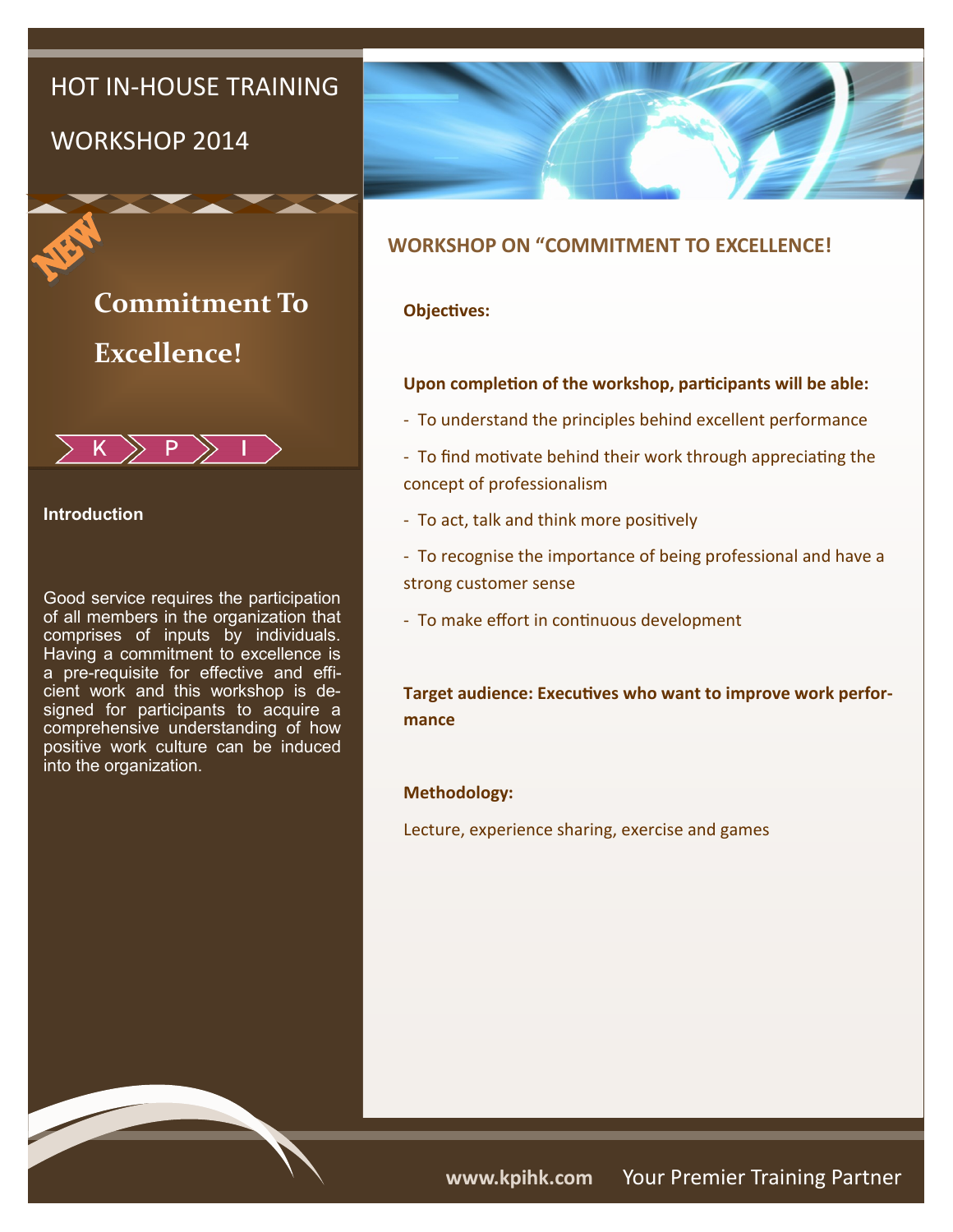# HOT IN-HOUSE TRAINING WORKSHOP 2014

NEW

## Commitment To Excellence!

K P I

### Introduction

Good service requires the participation of all members in the organization that comprises of inputs by individuals. Having a commitment to excellence is a pre-requisite for effective and efficient work and this workshop is designed for participants to acquire a comprehensive understanding of how positive work culture can be induced into the organization.

## WORKSHOP ON “COMMITMENT TO EXCELLENCE!

**Objectives:**

**Upon completion of the workshop, participants will be able:**

- To understand the principles behind excellent performance
- To find motivate behind their work through appreciating the concept of professionalism
- To act, talk and think more positively
- To recognise the importance of being professional and have a strong customer sense
- To make effort in continuous development

**Target audience: Executives who want to improve work performance**

**Methodology:**

Lecture, experience sharing, exercise and games

www.kpihk.com Your Premier Training Partner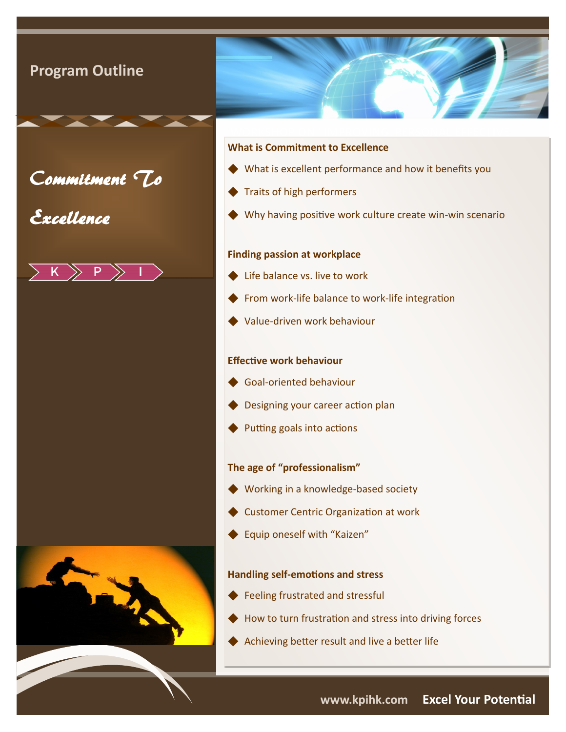# Program Outline

## Commitment To Excellence

K P I

### What is Commitment to Excellence

- What is excellent performance and how it benefits you
- Traits of high performers
- Why having positive work culture create win-win scenario

### Finding passion at workplace

- Life balance vs. live to work
- From work-life balance to work-life integration
- Value-driven work behaviour

### Effective work behaviour

- Goal-oriented behaviour
- Designing your career action plan
- Putting goals into actions

### The age of "professionalism"

- Working in a knowledge-based society
- Customer Centric Organization at work
- Equip oneself with "Kaizen"

### Handling self-emotions and stress

- Feeling frustrated and stressful
- How to turn frustration and stress into driving forces
- Achieving better result and live a better life

www.kpihk.com **Excel Your Potential**